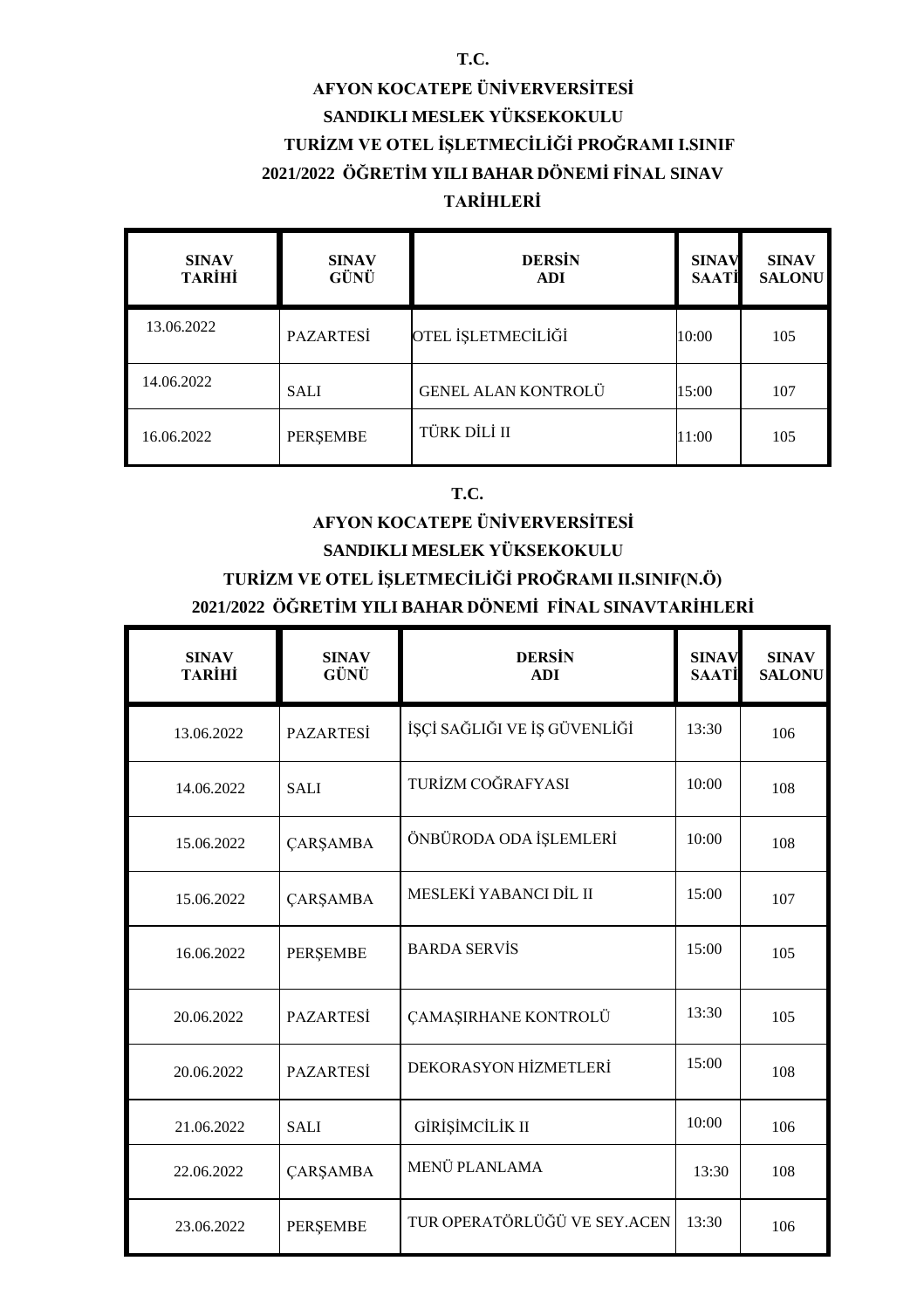**T.C.**

**AFYON KOCATEPE ÜNİVERVERSİTESİ**

**SANDIKLI MESLEK YÜKSEKOKULU**

**TURİZM VE OTEL İŞLETMECİLİĞİ PROĞRAMI I.SINIF**

**2021/2022 ÖĞRETİM YILI BAHAR DÖNEMİ FİNAL SINAV TARİHLERİ**

| SINAV TARİHİ | SINAV GÜNÜ | DERSİN ADI | SINAV SAATİ | SINAV SALONU |
|---|---|---|---|---|
| 13.06.2022 | PAZARTESİ | OTEL İŞLETMECİLİĞİ | 10:00 | 105 |
| 14.06.2022 | SALI | GENEL ALAN KONTROLÜ | 15:00 | 107 |
| 16.06.2022 | PERŞEMBE | TÜRK DİLİ II | 11:00 | 105 |

**T.C.**

**AFYON KOCATEPE ÜNİVERVERSİTESİ**

**SANDIKLI MESLEK YÜKSEKOKULU**

**TURİZM VE OTEL İŞLETMECİLİĞİ PROĞRAMI II.SINIF(N.Ö)**

**2021/2022 ÖĞRETİM YILI BAHAR DÖNEMİ FİNAL SINAVTARİHLERİ**

| SINAV TARİHİ | SINAV GÜNÜ | DERSİN ADI | SINAV SAATİ | SINAV SALONU |
|---|---|---|---|---|
| 13.06.2022 | PAZARTESİ | İŞÇİ SAĞLIĞI VE İŞ GÜVENLİĞİ | 13:30 | 106 |
| 14.06.2022 | SALI | TURİZM COĞRAFYASI | 10:00 | 108 |
| 15.06.2022 | ÇARŞAMBA | ÖNBÜRODA ODA İŞLEMLERİ | 10:00 | 108 |
| 15.06.2022 | ÇARŞAMBA | MESLEKİ YABANCI DİL II | 15:00 | 107 |
| 16.06.2022 | PERŞEMBE | BARDA SERVİS | 15:00 | 105 |
| 20.06.2022 | PAZARTESİ | ÇAMAŞIRHANE KONTROLÜ | 13:30 | 105 |
| 20.06.2022 | PAZARTESİ | DEKORASYON HİZMETLERİ | 15:00 | 108 |
| 21.06.2022 | SALI | GİRİŞİMCİLİK II | 10:00 | 106 |
| 22.06.2022 | ÇARŞAMBA | MENÜ PLANLAMA | 13:30 | 108 |
| 23.06.2022 | PERŞEMBE | TUR OPERATÖRLÜĞÜ VE SEY.ACEN | 13:30 | 106 |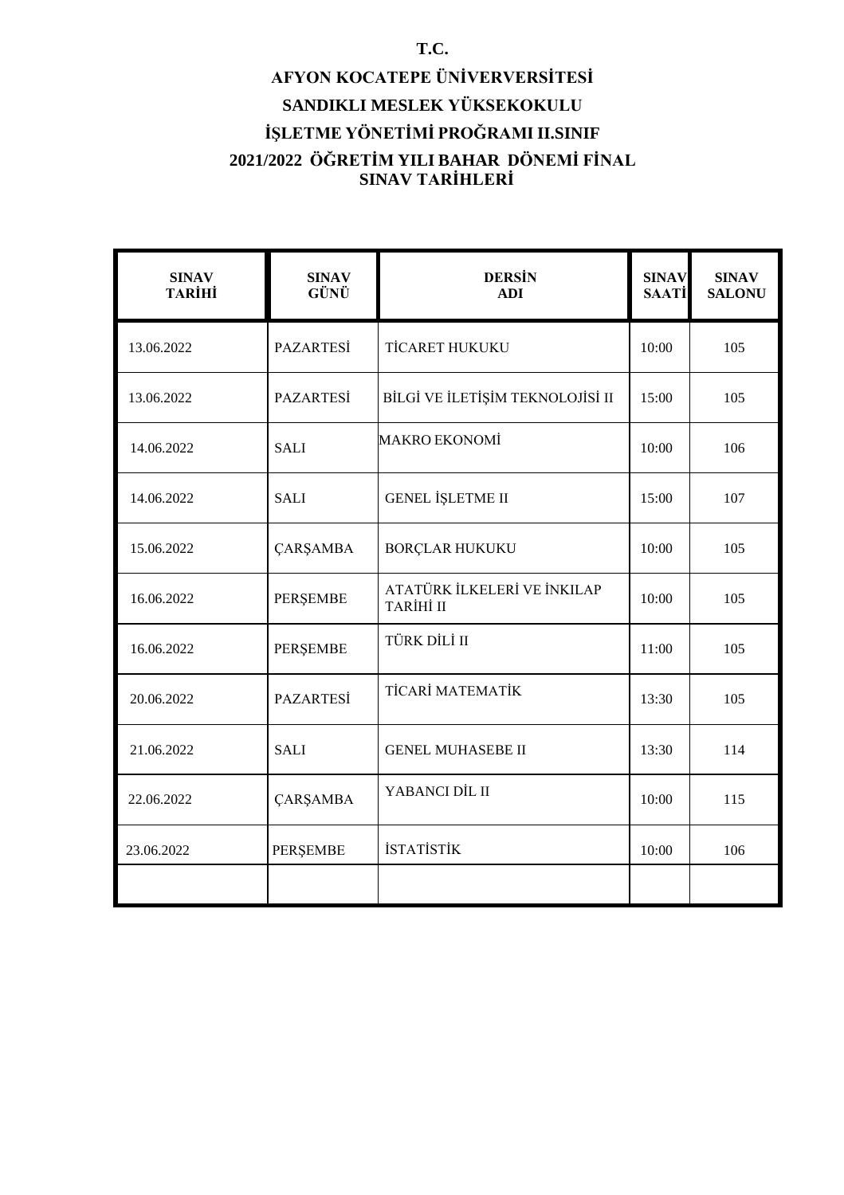# T.C.

# AFYON KOCATEPE ÜNİVERVERSİTESİ

# SANDIKLI MESLEK YÜKSEKOKULU

# İŞLETME YÖNETİMİ PROĞRAMI II.SINIF

# 2021/2022 ÖĞRETİM YILI BAHAR DÖNEMİ FİNAL SINAV TARİHLERİ

| SINAV TARİHİ | SINAV GÜNÜ | DERSİN ADI | SINAV SAATİ | SINAV SALONU |
|---|---|---|---|---|
| 13.06.2022 | PAZARTESİ | TİCARET HUKUKU | 10:00 | 105 |
| 13.06.2022 | PAZARTESİ | BİLGİ VE İLETİŞİM TEKNOLOJİSİ II | 15:00 | 105 |
| 14.06.2022 | SALI | MAKRO EKONOMİ | 10:00 | 106 |
| 14.06.2022 | SALI | GENEL İŞLETME II | 15:00 | 107 |
| 15.06.2022 | ÇARŞAMBA | BORÇLAR HUKUKU | 10:00 | 105 |
| 16.06.2022 | PERŞEMBE | ATATÜRK İLKELERİ VE İNKILAP TARİHİ II | 10:00 | 105 |
| 16.06.2022 | PERŞEMBE | TÜRK DİLİ II | 11:00 | 105 |
| 20.06.2022 | PAZARTESİ | TİCARİ MATEMATİK | 13:30 | 105 |
| 21.06.2022 | SALI | GENEL MUHASEBE II | 13:30 | 114 |
| 22.06.2022 | ÇARŞAMBA | YABANCI DİL II | 10:00 | 115 |
| 23.06.2022 | PERŞEMBE | İSTATİSTİK | 10:00 | 106 |
| | | | | |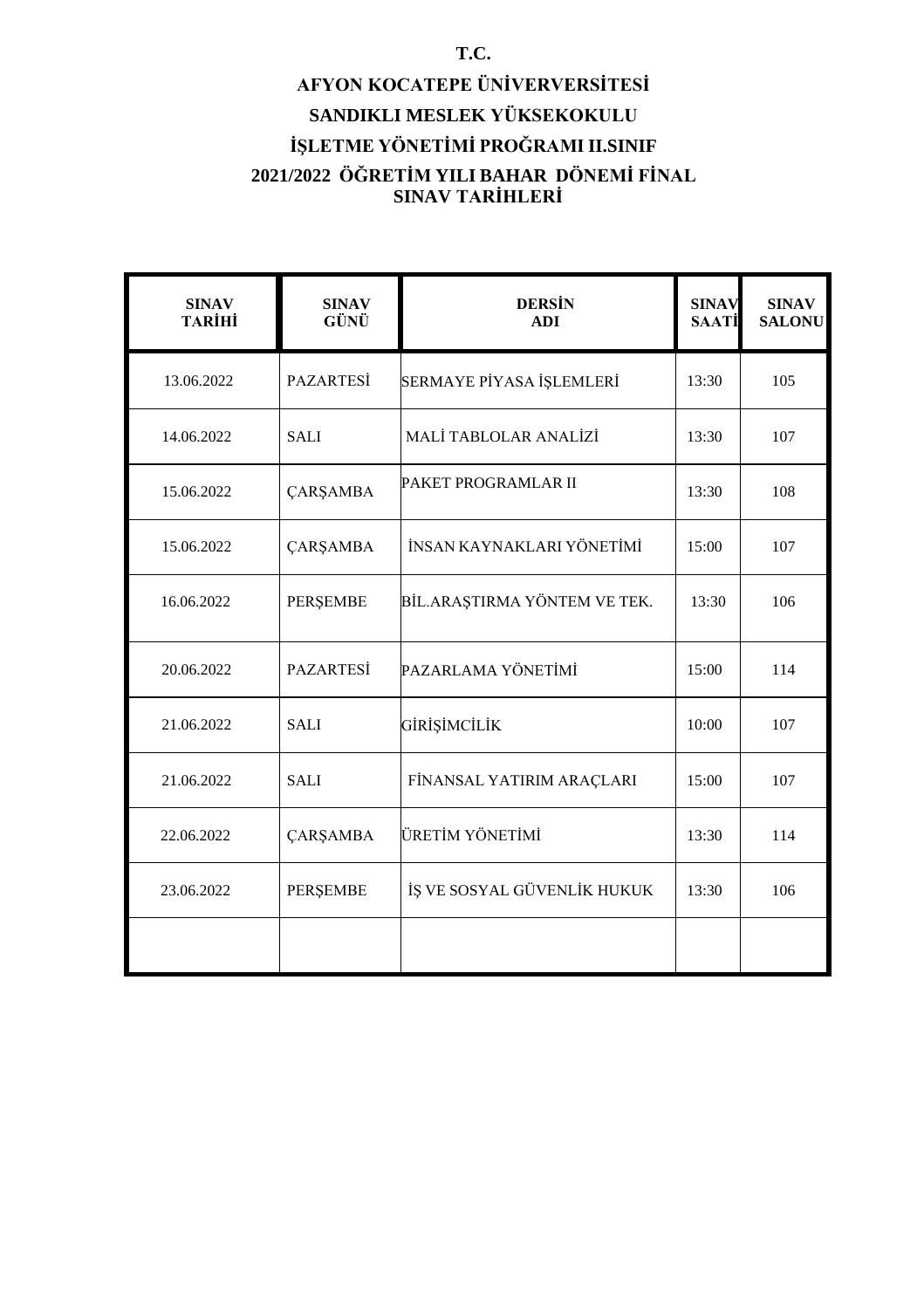**T.C.**

**AFYON KOCATEPE ÜNİVERVERSİTESİ**

**SANDIKLI MESLEK YÜKSEKOKULU**

**İŞLETME YÖNETİMİ PROĞRAMI II.SINIF**

**2021/2022 ÖĞRETİM YILI BAHAR DÖNEMİ FİNAL SINAV TARİHLERİ**

| SINAV TARİHİ | SINAV GÜNÜ | DERSİN ADI | SINAV SAATİ | SINAV SALONU |
|---|---|---|---|---|
| 13.06.2022 | PAZARTESİ | SERMAYE PİYASA İŞLEMLERİ | 13:30 | 105 |
| 14.06.2022 | SALI | MALİ TABLOLAR ANALİZİ | 13:30 | 107 |
| 15.06.2022 | ÇARŞAMBA | PAKET PROGRAMLAR II | 13:30 | 108 |
| 15.06.2022 | ÇARŞAMBA | İNSAN KAYNAKLARI YÖNETİMİ | 15:00 | 107 |
| 16.06.2022 | PERŞEMBE | BİL.ARAŞTIRMA YÖNTEM VE TEK. | 13:30 | 106 |
| 20.06.2022 | PAZARTESİ | PAZARLAMA YÖNETİMİ | 15:00 | 114 |
| 21.06.2022 | SALI | GİRİŞİMCİLİK | 10:00 | 107 |
| 21.06.2022 | SALI | FİNANSAL YATIRIM ARAÇLARI | 15:00 | 107 |
| 22.06.2022 | ÇARŞAMBA | ÜRETİM YÖNETİMİ | 13:30 | 114 |
| 23.06.2022 | PERŞEMBE | İŞ VE SOSYAL GÜVENLİK HUKUK | 13:30 | 106 |
| | | | | |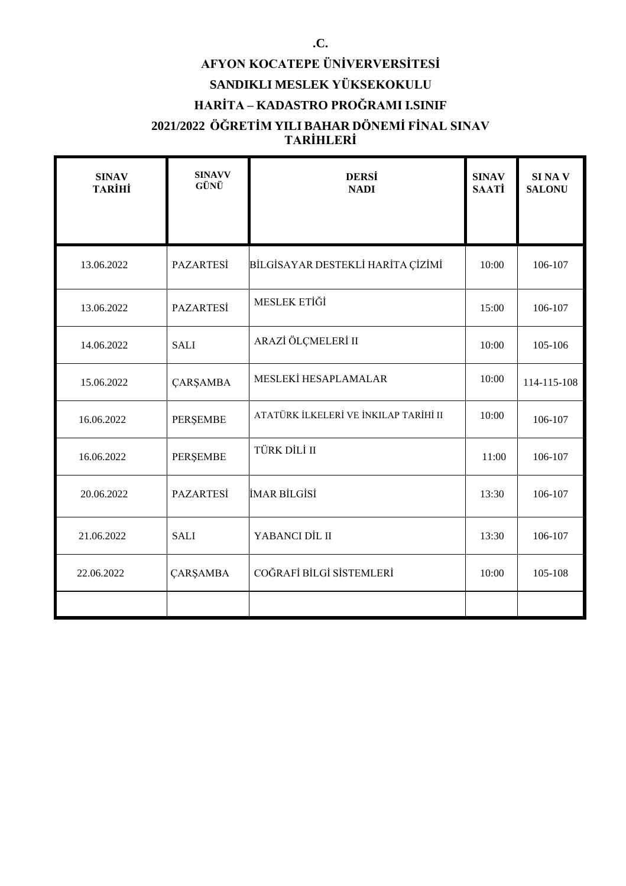**.C.**

**AFYON KOCATEPE ÜNİVERVERSİTESİ**

**SANDIKLI MESLEK YÜKSEKOKULU**

**HARİTA – KADASTRO PROĞRAMI I.SINIF**

**2021/2022 ÖĞRETİM YILI BAHAR DÖNEMİ FİNAL SINAV TARİHLERİ**

| SINAV TARİHİ | SINAVV GÜNÜ | DERSİ NADI | SINAV SAATİ | SI NA V SALONU |
|---|---|---|---|---|
| 13.06.2022 | PAZARTESİ | BİLGİSAYAR DESTEKLİ HARİTA ÇİZİMİ | 10:00 | 106-107 |
| 13.06.2022 | PAZARTESİ | MESLEK ETİĞİ | 15:00 | 106-107 |
| 14.06.2022 | SALI | ARAZİ ÖLÇMELERİ II | 10:00 | 105-106 |
| 15.06.2022 | ÇARŞAMBA | MESLEKİ HESAPLAMALAR | 10:00 | 114-115-108 |
| 16.06.2022 | PERŞEMBE | ATATÜRK İLKELERİ VE İNKILAP TARİHİ II | 10:00 | 106-107 |
| 16.06.2022 | PERŞEMBE | TÜRK DİLİ II | 11:00 | 106-107 |
| 20.06.2022 | PAZARTESİ | İMAR BİLGİSİ | 13:30 | 106-107 |
| 21.06.2022 | SALI | YABANCI DİL II | 13:30 | 106-107 |
| 22.06.2022 | ÇARŞAMBA | COĞRAFİ BİLGİ SİSTEMLERİ | 10:00 | 105-108 |
| | | | | |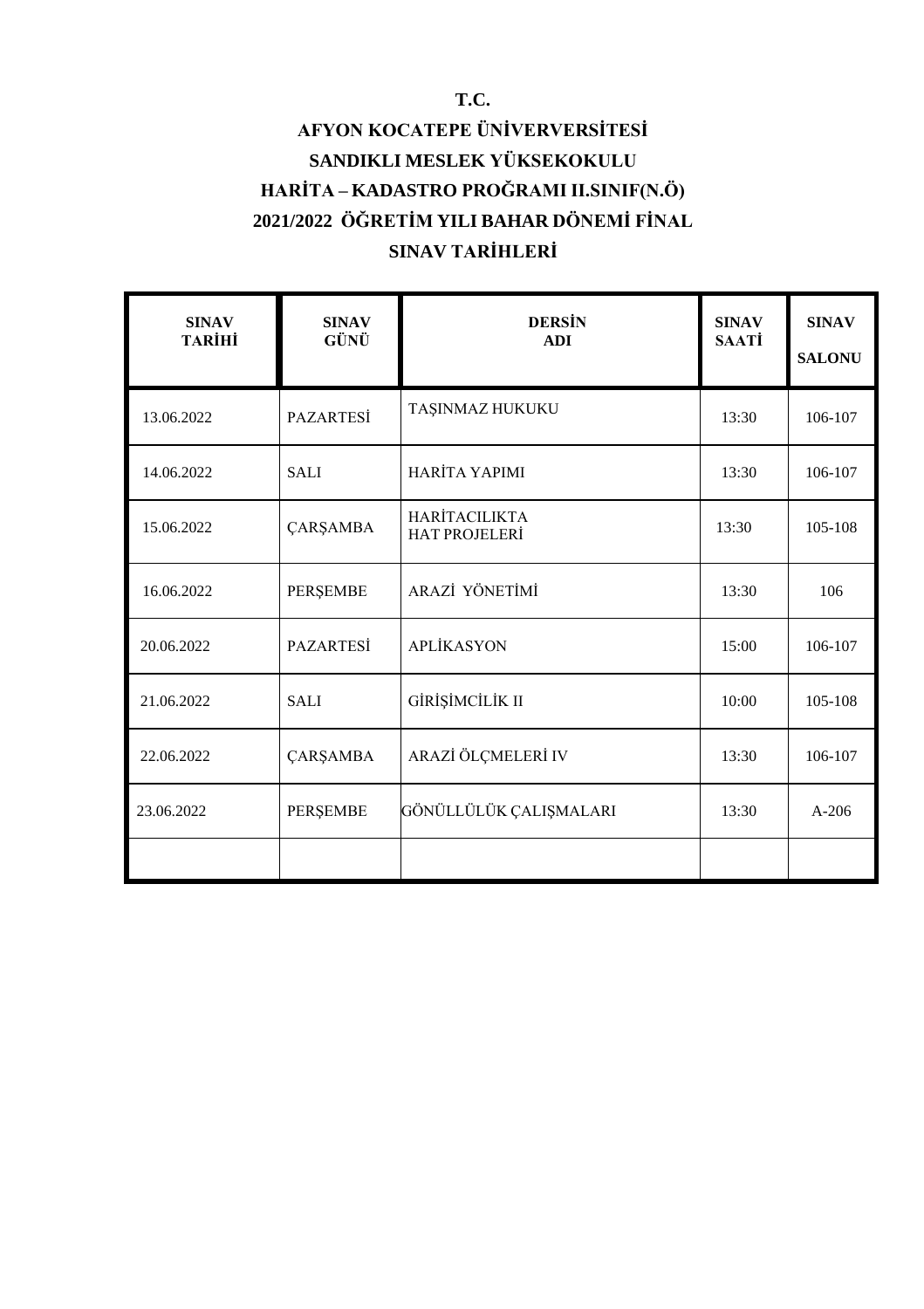**T.C.**

**AFYON KOCATEPE ÜNİVERVERSİTESİ**

**SANDIKLI MESLEK YÜKSEKOKULU**

**HARİTA – KADASTRO PROĞRAMI II.SINIF(N.Ö)**

**2021/2022 ÖĞRETİM YILI BAHAR DÖNEMİ FİNAL**

**SINAV TARİHLERİ**

| SINAV TARİHİ | SINAV GÜNÜ | DERSİN ADI | SINAV SAATİ | SINAV SALONU |
|---|---|---|---|---|
| 13.06.2022 | PAZARTESİ | TAŞINMAZ HUKUKU | 13:30 | 106-107 |
| 14.06.2022 | SALI | HARİTA YAPIMI | 13:30 | 106-107 |
| 15.06.2022 | ÇARŞAMBA | HARİTACILIKTA HAT PROJELERİ | 13:30 | 105-108 |
| 16.06.2022 | PERŞEMBE | ARAZİ YÖNETİMİ | 13:30 | 106 |
| 20.06.2022 | PAZARTESİ | APLİKASYON | 15:00 | 106-107 |
| 21.06.2022 | SALI | GİRİŞİMCİLİK II | 10:00 | 105-108 |
| 22.06.2022 | ÇARŞAMBA | ARAZİ ÖLÇMELERİ IV | 13:30 | 106-107 |
| 23.06.2022 | PERŞEMBE | GÖNÜLLÜLÜK ÇALIŞMALARI | 13:30 | A-206 |
| | | | | |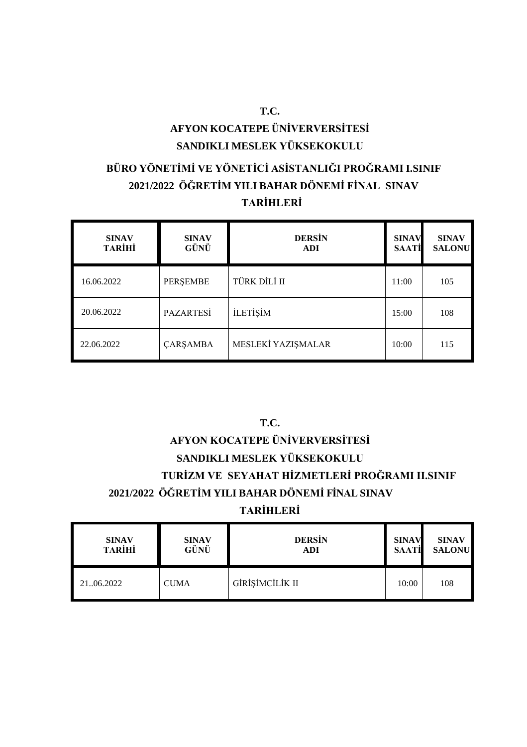**T.C.**

**AFYON KOCATEPE ÜNİVERVERSİTESİ**

**SANDIKLI MESLEK YÜKSEKOKULU**

**BÜRO YÖNETİMİ VE YÖNETİCİ ASİSTANLIĞI PROĞRAMI I.SINIF**

**2021/2022 ÖĞRETİM YILI BAHAR DÖNEMİ FİNAL SINAV TARİHLERİ**

| SINAV TARİHİ | SINAV GÜNÜ | DERSİN ADI | SINAV SAATİ | SINAV SALONU |
|---|---|---|---|---|
| 16.06.2022 | PERŞEMBE | TÜRK DİLİ II | 11:00 | 105 |
| 20.06.2022 | PAZARTESİ | İLETİŞİM | 15:00 | 108 |
| 22.06.2022 | ÇARŞAMBA | MESLEKİ YAZIŞMALAR | 10:00 | 115 |

**T.C.**

**AFYON KOCATEPE ÜNİVERVERSİTESİ**

**SANDIKLI MESLEK YÜKSEKOKULU**

**TURİZM VE SEYAHAT HİZMETLERİ PROĞRAMI II.SINIF**

**2021/2022 ÖĞRETİM YILI BAHAR DÖNEMİ FİNAL SINAV TARİHLERİ**

| SINAV TARİHİ | SINAV GÜNÜ | DERSİN ADI | SINAV SAATİ | SINAV SALONU |
|---|---|---|---|---|
| 21..06.2022 | CUMA | GİRİŞİMCİLİK II | 10:00 | 108 |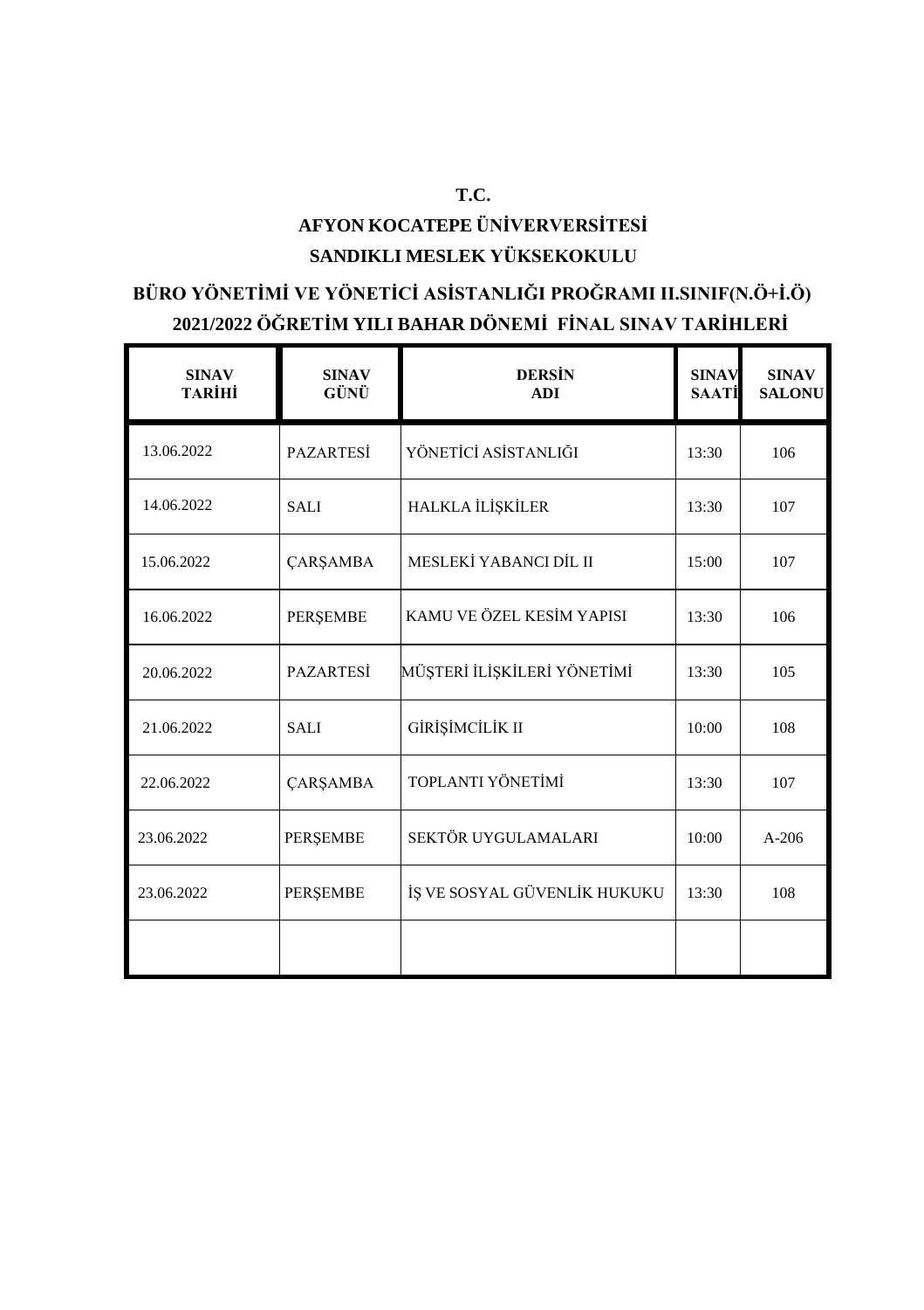**T.C.**

**AFYON KOCATEPE ÜNİVERVERSİTESİ**

**SANDIKLI MESLEK YÜKSEKOKULU**

**BÜRO YÖNETİMİ VE YÖNETİCİ ASİSTANLIĞI PROĞRAMI II.SINIF(N.Ö+İ.Ö)**

**2021/2022 ÖĞRETİM YILI BAHAR DÖNEMİ FİNAL SINAV TARİHLERİ**

| SINAV TARİHİ | SINAV GÜNÜ | DERSİN ADI | SINAV SAATİ | SINAV SALONU |
|---|---|---|---|---|
| 13.06.2022 | PAZARTESİ | YÖNETİCİ ASİSTANLIĞI | 13:30 | 106 |
| 14.06.2022 | SALI | HALKLA İLİŞKİLER | 13:30 | 107 |
| 15.06.2022 | ÇARŞAMBA | MESLEKİ YABANCI DİL II | 15:00 | 107 |
| 16.06.2022 | PERŞEMBE | KAMU VE ÖZEL KESİM YAPISI | 13:30 | 106 |
| 20.06.2022 | PAZARTESİ | MÜŞTERİ İLİŞKİLERİ YÖNETİMİ | 13:30 | 105 |
| 21.06.2022 | SALI | GİRİŞİMCİLİK II | 10:00 | 108 |
| 22.06.2022 | ÇARŞAMBA | TOPLANTI YÖNETİMİ | 13:30 | 107 |
| 23.06.2022 | PERŞEMBE | SEKTÖR UYGULAMALARI | 10:00 | A-206 |
| 23.06.2022 | PERŞEMBE | İŞ VE SOSYAL GÜVENLİK HUKUKU | 13:30 | 108 |
| | | | | |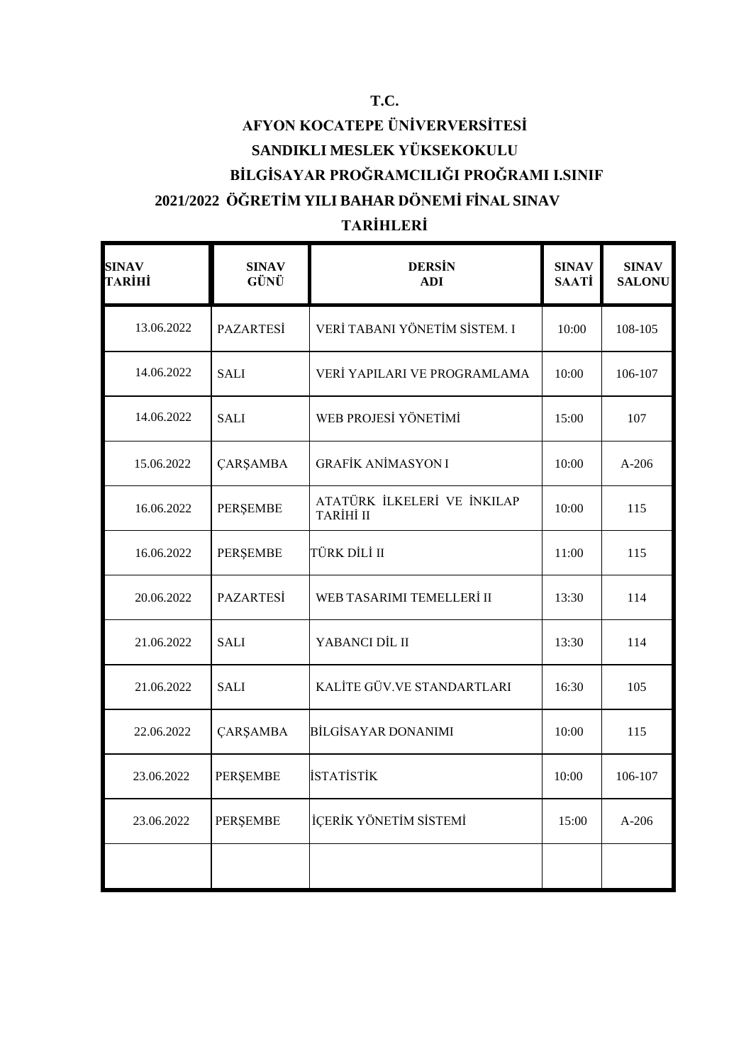**T.C.**

**AFYON KOCATEPE ÜNİVERVERSİTESİ**

**SANDIKLI MESLEK YÜKSEKOKULU**

**BİLGİSAYAR PROĞRAMCILIĞI PROĞRAMI I.SINIF**

**2021/2022 ÖĞRETİM YILI BAHAR DÖNEMİ FİNAL SINAV TARİHLERİ**

| SINAV TARİHİ | SINAV GÜNÜ | DERSİN ADI | SINAV SAATİ | SINAV SALONU |
|---|---|---|---|---|
| 13.06.2022 | PAZARTESİ | VERİ TABANI YÖNETİM SİSTEM. I | 10:00 | 108-105 |
| 14.06.2022 | SALI | VERİ YAPILARI VE PROGRAMLAMA | 10:00 | 106-107 |
| 14.06.2022 | SALI | WEB PROJESİ YÖNETİMİ | 15:00 | 107 |
| 15.06.2022 | ÇARŞAMBA | GRAFİK ANİMASYON I | 10:00 | A-206 |
| 16.06.2022 | PERŞEMBE | ATATÜRK İLKELERİ VE İNKILAP TARİHİ II | 10:00 | 115 |
| 16.06.2022 | PERŞEMBE | TÜRK DİLİ II | 11:00 | 115 |
| 20.06.2022 | PAZARTESİ | WEB TASARIMI TEMELLERİ II | 13:30 | 114 |
| 21.06.2022 | SALI | YABANCI DİL II | 13:30 | 114 |
| 21.06.2022 | SALI | KALİTE GÜV.VE STANDARTLARI | 16:30 | 105 |
| 22.06.2022 | ÇARŞAMBA | BİLGİSAYAR DONANIMI | 10:00 | 115 |
| 23.06.2022 | PERŞEMBE | İSTATİSTİK | 10:00 | 106-107 |
| 23.06.2022 | PERŞEMBE | İÇERİK YÖNETİM SİSTEMİ | 15:00 | A-206 |
| | | | | |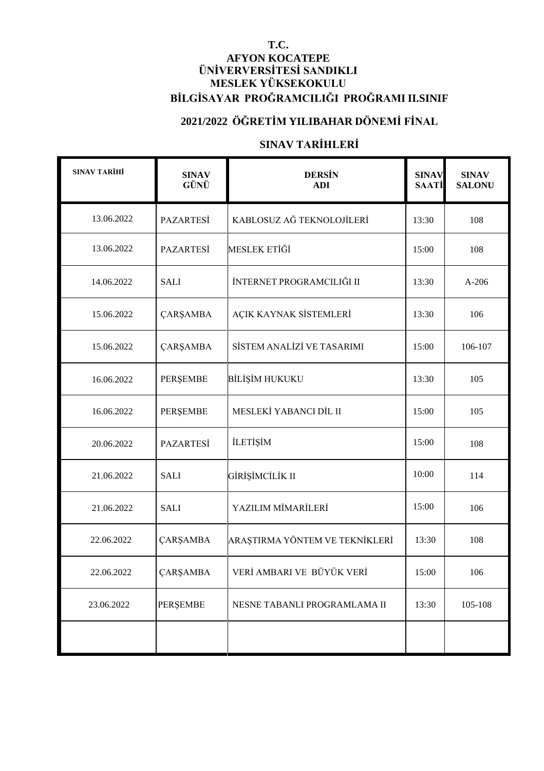**T.C.**
**AFYON KOCATEPE**
**ÜNİVERVERSİTESİ SANDIKLI**
**MESLEK YÜKSEKOKULU**
**BİLGİSAYAR PROĞRAMCILIĞI PROĞRAMI II.SINIF**

**2021/2022 ÖĞRETİM YILIBAHAR DÖNEMİ FİNAL**

**SINAV TARİHLERİ**

| SINAV TARİHİ | SINAV GÜNÜ | DERSİN ADI | SINAV SAATİ | SINAV SALONU |
|---|---|---|---|---|
| 13.06.2022 | PAZARTESİ | KABLOSUZ AĞ TEKNOLOJİLERİ | 13:30 | 108 |
| 13.06.2022 | PAZARTESİ | MESLEK ETİĞİ | 15:00 | 108 |
| 14.06.2022 | SALI | İNTERNET PROGRAMCILIĞI II | 13:30 | A-206 |
| 15.06.2022 | ÇARŞAMBA | AÇIK KAYNAK SİSTEMLERİ | 13:30 | 106 |
| 15.06.2022 | ÇARŞAMBA | SİSTEM ANALİZİ VE TASARIMI | 15:00 | 106-107 |
| 16.06.2022 | PERŞEMBE | BİLİŞİM HUKUKU | 13:30 | 105 |
| 16.06.2022 | PERŞEMBE | MESLEKİ YABANCI DİL II | 15:00 | 105 |
| 20.06.2022 | PAZARTESİ | İLETİŞİM | 15:00 | 108 |
| 21.06.2022 | SALI | GİRİŞİMCİLİK II | 10:00 | 114 |
| 21.06.2022 | SALI | YAZILIM MİMARİLERİ | 15:00 | 106 |
| 22.06.2022 | ÇARŞAMBA | ARAŞTIRMA YÖNTEM VE TEKNİKLERİ | 13:30 | 108 |
| 22.06.2022 | ÇARŞAMBA | VERİ AMBARI VE BÜYÜK VERİ | 15:00 | 106 |
| 23.06.2022 | PERŞEMBE | NESNE TABANLI PROGRAMLAMA II | 13:30 | 105-108 |
| | | | | |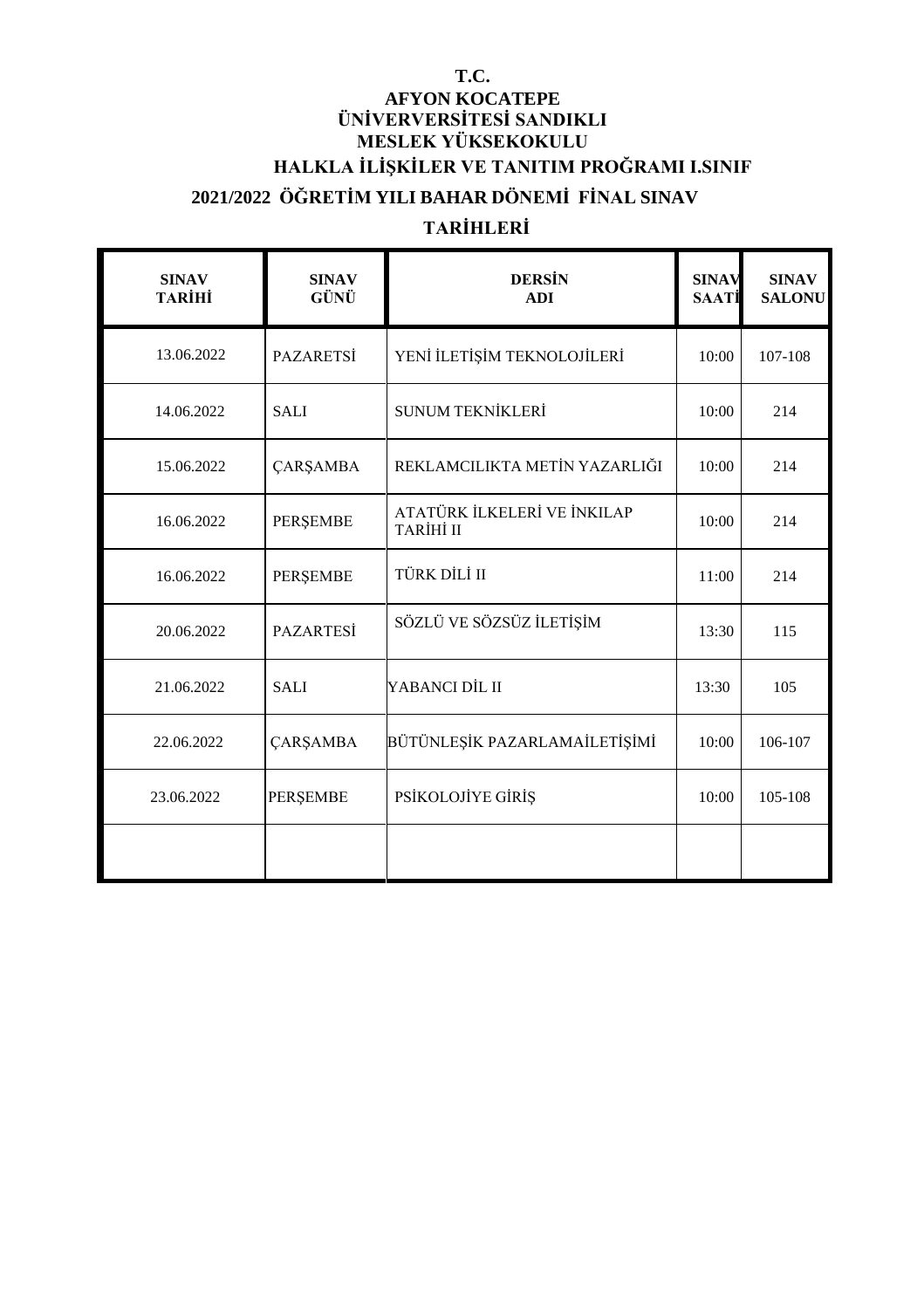**T.C.**
**AFYON KOCATEPE**
**ÜNİVERVERSİTESİ SANDIKLI**
**MESLEK YÜKSEKOKULU**
**HALKLA İLİŞKİLER VE TANITIM PROĞRAMI I.SINIF**

**2021/2022 ÖĞRETİM YILI BAHAR DÖNEMİ FİNAL SINAV TARİHLERİ**

| SINAV TARİHİ | SINAV GÜNÜ | DERSİN ADI | SINAV SAATİ | SINAV SALONU |
|---|---|---|---|---|
| 13.06.2022 | PAZARETSİ | YENİ İLETİŞİM TEKNOLOJİLERİ | 10:00 | 107-108 |
| 14.06.2022 | SALI | SUNUM TEKNİKLERİ | 10:00 | 214 |
| 15.06.2022 | ÇARŞAMBA | REKLAMCILIKTA METİN YAZARLIĞI | 10:00 | 214 |
| 16.06.2022 | PERŞEMBE | ATATÜRK İLKELERİ VE İNKILAP TARİHİ II | 10:00 | 214 |
| 16.06.2022 | PERŞEMBE | TÜRK DİLİ II | 11:00 | 214 |
| 20.06.2022 | PAZARTESİ | SÖZLÜ VE SÖZSÜZ İLETİŞİM | 13:30 | 115 |
| 21.06.2022 | SALI | YABANCI DİL II | 13:30 | 105 |
| 22.06.2022 | ÇARŞAMBA | BÜTÜNLEŞİK PAZARLAMAİLETİŞİMİ | 10:00 | 106-107 |
| 23.06.2022 | PERŞEMBE | PSİKOLOJİYE GİRİŞ | 10:00 | 105-108 |
| | | | | |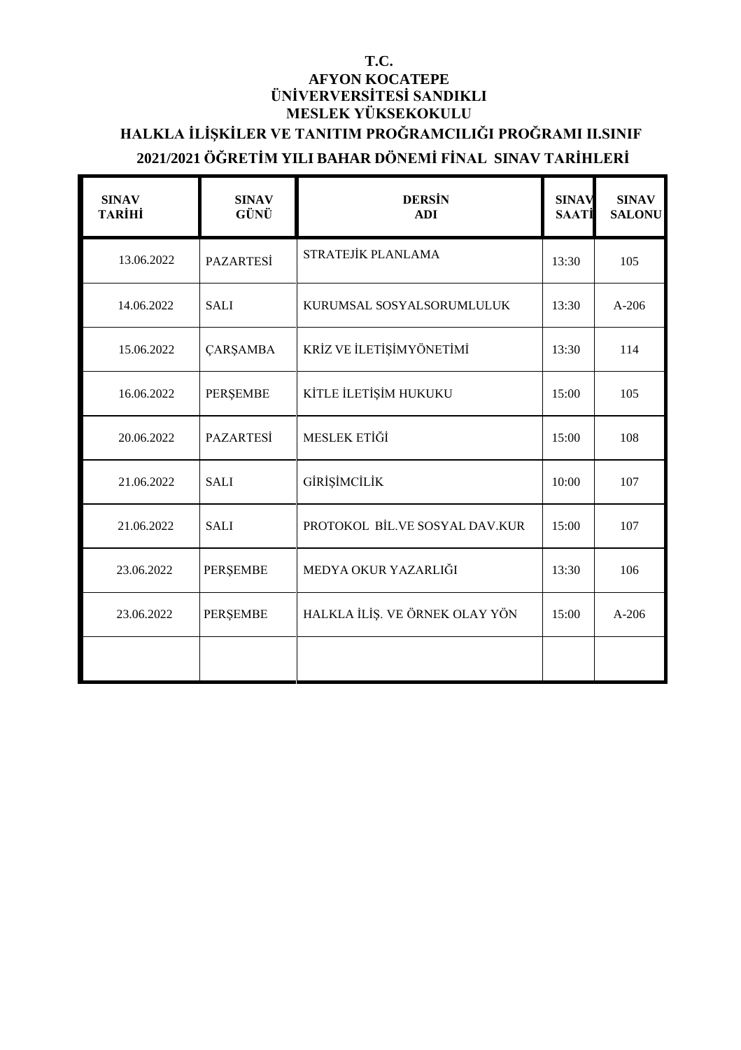**T.C.**
**AFYON KOCATEPE**
**ÜNİVERVERSİTESİ SANDIKLI**
**MESLEK YÜKSEKOKULU**

**HALKLA İLİŞKİLER VE TANITIM PROĞRAMCILIĞI PROĞRAMI II.SINIF**

**2021/2021 ÖĞRETİM YILI BAHAR DÖNEMİ FİNAL SINAV TARİHLERİ**

| SINAV TARİHİ | SINAV GÜNÜ | DERSİN ADI | SINAV SAATİ | SINAV SALONU |
|---|---|---|---|---|
| 13.06.2022 | PAZARTESİ | STRATEJİK PLANLAMA | 13:30 | 105 |
| 14.06.2022 | SALI | KURUMSAL SOSYALSORUMLULUK | 13:30 | A-206 |
| 15.06.2022 | ÇARŞAMBA | KRİZ VE İLETİŞİMYÖNETİMİ | 13:30 | 114 |
| 16.06.2022 | PERŞEMBE | KİTLE İLETİŞİM HUKUKU | 15:00 | 105 |
| 20.06.2022 | PAZARTESİ | MESLEK ETİĞİ | 15:00 | 108 |
| 21.06.2022 | SALI | GİRİŞİMCİLİK | 10:00 | 107 |
| 21.06.2022 | SALI | PROTOKOL BİL.VE SOSYAL DAV.KUR | 15:00 | 107 |
| 23.06.2022 | PERŞEMBE | MEDYA OKUR YAZARLIĞI | 13:30 | 106 |
| 23.06.2022 | PERŞEMBE | HALKLA İLİŞ. VE ÖRNEK OLAY YÖN | 15:00 | A-206 |
| | | | | |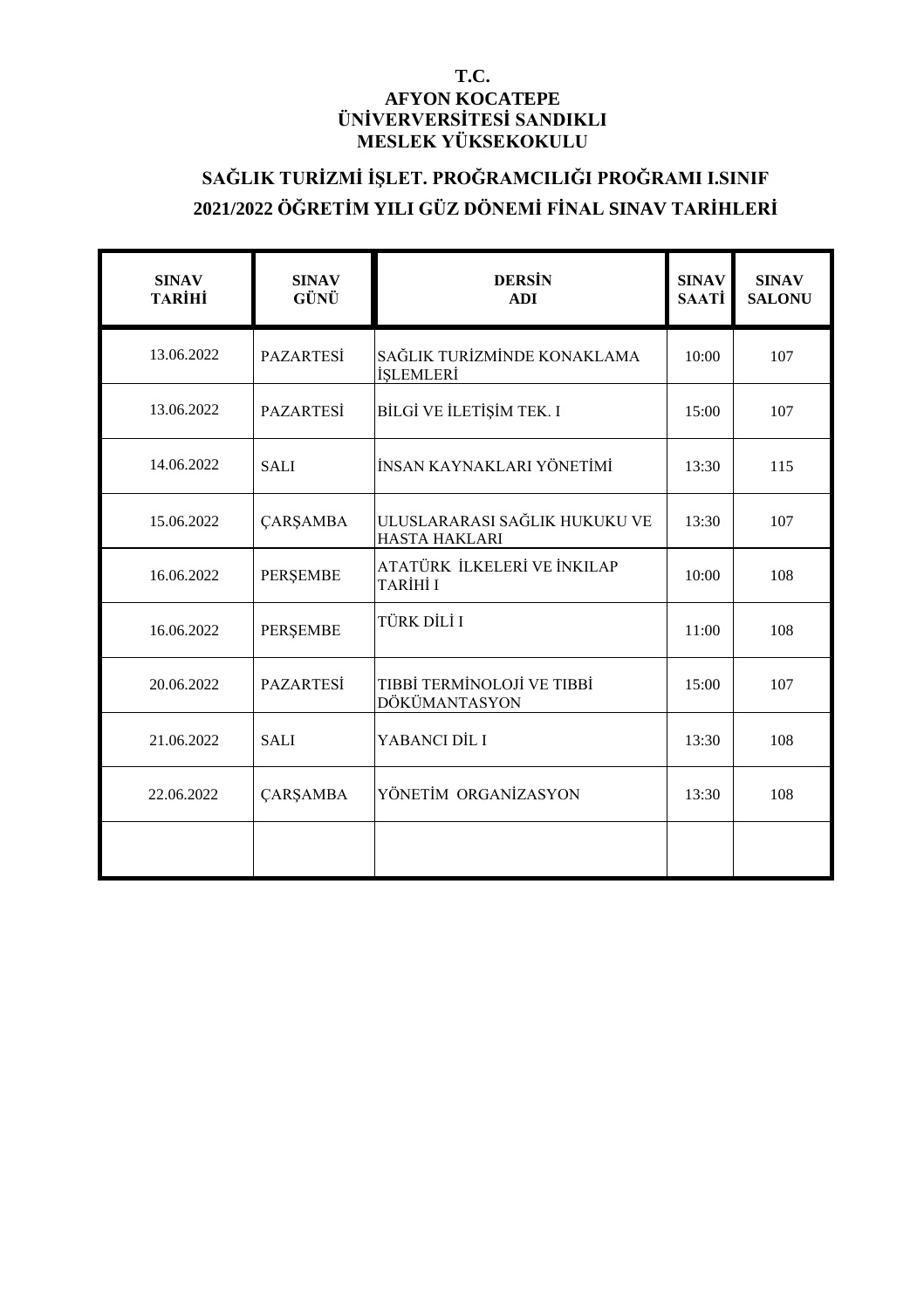**T.C.**
**AFYON KOCATEPE**
**ÜNİVERVERSİTESİ SANDIKLI**
**MESLEK YÜKSEKOKULU**

## SAĞLIK TURİZMİ İŞLET. PROĞRAMCILIĞI PROĞRAMI I.SINIF
## 2021/2022 ÖĞRETİM YILI GÜZ DÖNEMİ FİNAL SINAV TARİHLERİ

| SINAV TARİHİ | SINAV GÜNÜ | DERSİN ADI | SINAV SAATİ | SINAV SALONU |
|---|---|---|---|---|
| 13.06.2022 | PAZARTESİ | SAĞLIK TURİZMİNDE KONAKLAMA İŞLEMLERİ | 10:00 | 107 |
| 13.06.2022 | PAZARTESİ | BİLGİ VE İLETİŞİM TEK. I | 15:00 | 107 |
| 14.06.2022 | SALI | İNSAN KAYNAKLARI YÖNETİMİ | 13:30 | 115 |
| 15.06.2022 | ÇARŞAMBA | ULUSLARARASI SAĞLIK HUKUKU VE HASTA HAKLARI | 13:30 | 107 |
| 16.06.2022 | PERŞEMBE | ATATÜRK İLKELERİ VE İNKILAP TARİHİ I | 10:00 | 108 |
| 16.06.2022 | PERŞEMBE | TÜRK DİLİ I | 11:00 | 108 |
| 20.06.2022 | PAZARTESİ | TIBBİ TERMİNOLOJİ VE TIBBİ DÖKÜMANTASYON | 15:00 | 107 |
| 21.06.2022 | SALI | YABANCI DİL I | 13:30 | 108 |
| 22.06.2022 | ÇARŞAMBA | YÖNETİM ORGANİZASYON | 13:30 | 108 |
| | | | | |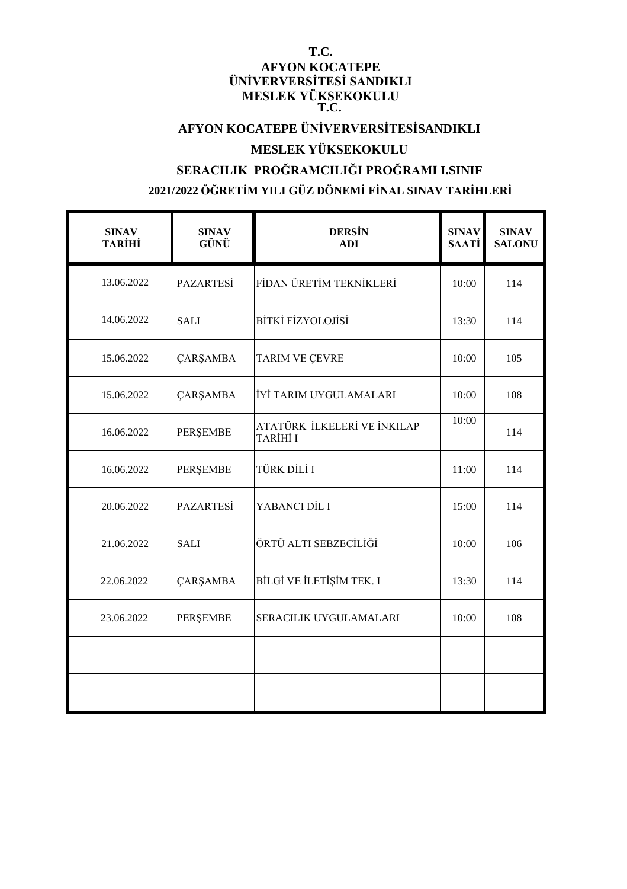**T.C.**
**AFYON KOCATEPE**
**ÜNİVERVERSİTESİ SANDIKLI**
**MESLEK YÜKSEKOKULU**
**T.C.**

## AFYON KOCATEPE ÜNİVERVERSİTESİSANDIKLI

## MESLEK YÜKSEKOKULU

## SERACILIK PROĞRAMCILIĞI PROĞRAMI I.SINIF

## 2021/2022 ÖĞRETİM YILI GÜZ DÖNEMİ FİNAL SINAV TARİHLERİ

| SINAV TARİHİ | SINAV GÜNÜ | DERSİN ADI | SINAV SAATİ | SINAV SALONU |
|---|---|---|---|---|
| 13.06.2022 | PAZARTESİ | FİDAN ÜRETİM TEKNİKLERİ | 10:00 | 114 |
| 14.06.2022 | SALI | BİTKİ FİZYOLOJİSİ | 13:30 | 114 |
| 15.06.2022 | ÇARŞAMBA | TARIM VE ÇEVRE | 10:00 | 105 |
| 15.06.2022 | ÇARŞAMBA | İYİ TARIM UYGULAMALARI | 10:00 | 108 |
| 16.06.2022 | PERŞEMBE | ATATÜRK İLKELERİ VE İNKILAP TARİHİ I | 10:00 | 114 |
| 16.06.2022 | PERŞEMBE | TÜRK DİLİ I | 11:00 | 114 |
| 20.06.2022 | PAZARTESİ | YABANCI DİL I | 15:00 | 114 |
| 21.06.2022 | SALI | ÖRTÜ ALTI SEBZECİLİĞİ | 10:00 | 106 |
| 22.06.2022 | ÇARŞAMBA | BİLGİ VE İLETİŞİM TEK. I | 13:30 | 114 |
| 23.06.2022 | PERŞEMBE | SERACILIK UYGULAMALARI | 10:00 | 108 |
| | | | | |
| | | | | |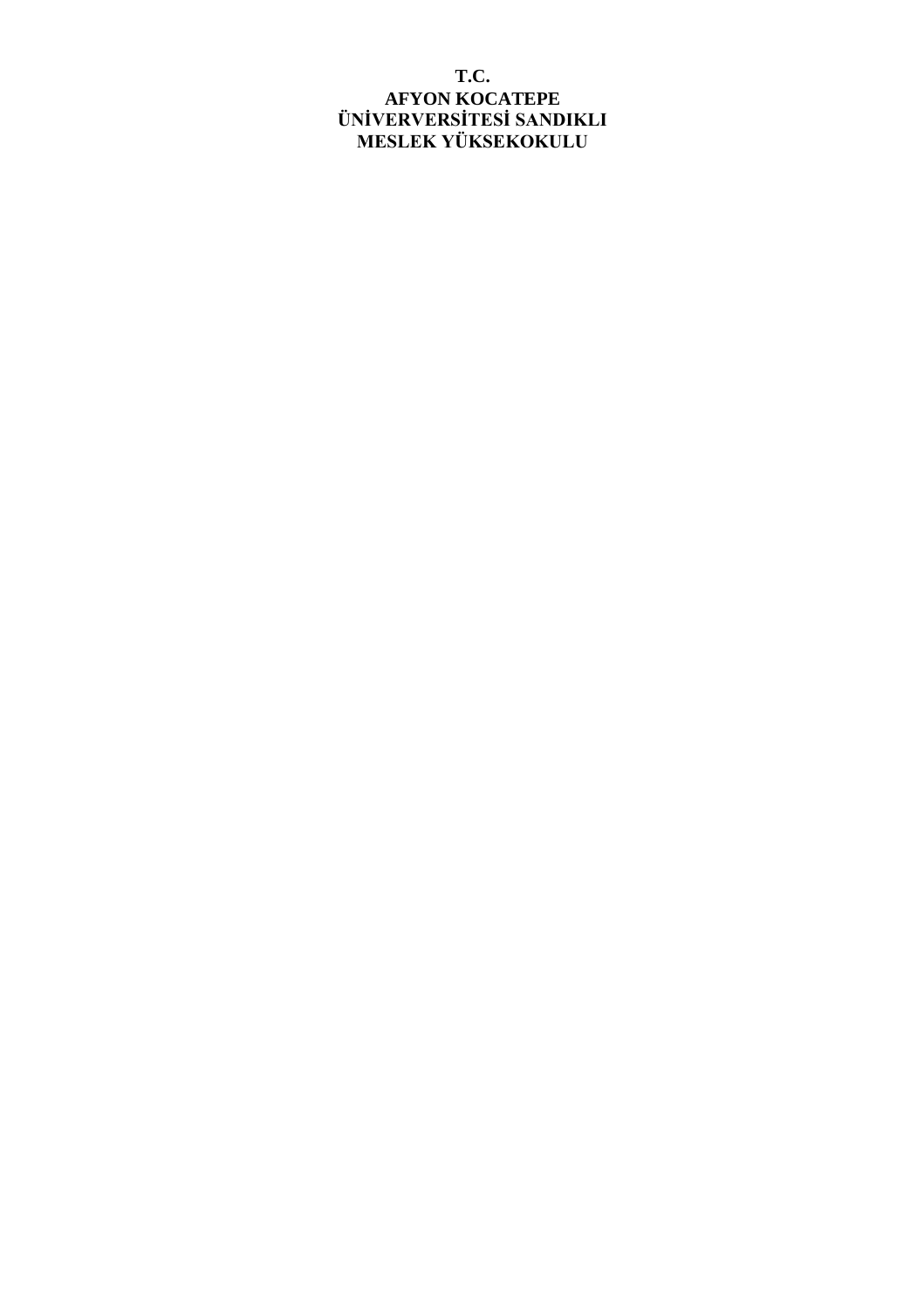**T.C.**
**AFYON KOCATEPE**
**ÜNİVERVERSİTESİ SANDIKLI**
**MESLEK YÜKSEKOKULU**